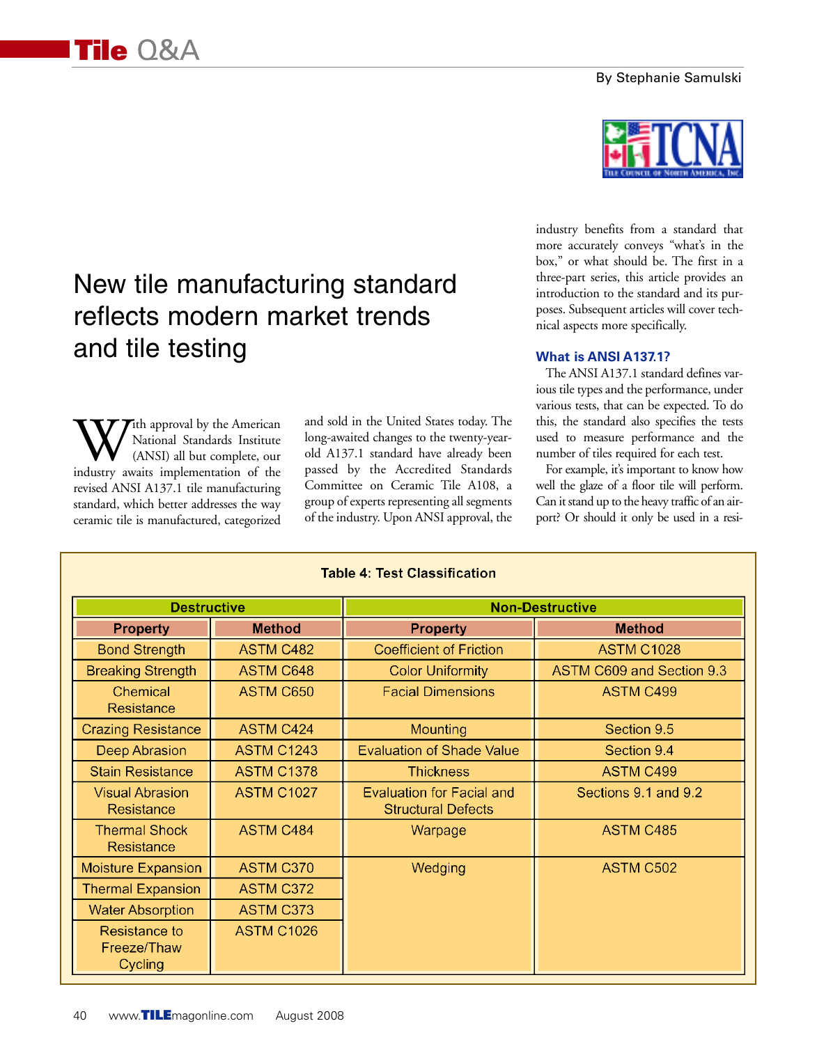# New tile manufacturing standard reflects modern market trends and tile testing

By Stephanie Samulski

With approval by the American National Standards Institute (ANSI) all but complete, our industry awaits implementation of the revised ANSI A137.1 tile manufacturing standard, which better addresses the way ceramic tile is manufactured, categorized and sold in the United States today. The long-awaited changes to the twenty-year-old A137.1 standard have already been passed by the Accredited Standards Committee on Ceramic Tile A108, a group of experts representing all segments of the industry. Upon ANSI approval, the industry benefits from a standard that more accurately conveys "what's in the box," or what should be. The first in a three-part series, this article provides an introduction to the standard and its purposes. Subsequent articles will cover technical aspects more specifically.

### What is ANSI A137.1?

The ANSI A137.1 standard defines various tile types and the performance, under various tests, that can be expected. To do this, the standard also specifies the tests used to measure performance and the number of tiles required for each test.

For example, it's important to know how well the glaze of a floor tile will perform. Can it stand up to the heavy traffic of an airport? Or should it only be used in a resi-

**Table 4: Test Classification**

| Destructive | | Non-Destructive | |
|---|---|---|---|
| **Property** | **Method** | **Property** | **Method** |
| Bond Strength | ASTM C482 | Coefficient of Friction | ASTM C1028 |
| Breaking Strength | ASTM C648 | Color Uniformity | ASTM C609 and Section 9.3 |
| Chemical Resistance | ASTM C650 | Facial Dimensions | ASTM C499 |
| Crazing Resistance | ASTM C424 | Mounting | Section 9.5 |
| Deep Abrasion | ASTM C1243 | Evaluation of Shade Value | Section 9.4 |
| Stain Resistance | ASTM C1378 | Thickness | ASTM C499 |
| Visual Abrasion Resistance | ASTM C1027 | Evaluation for Facial and Structural Defects | Sections 9.1 and 9.2 |
| Thermal Shock Resistance | ASTM C484 | Warpage | ASTM C485 |
| Moisture Expansion | ASTM C370 | Wedging | ASTM C502 |
| Thermal Expansion | ASTM C372 | | |
| Water Absorption | ASTM C373 | | |
| Resistance to Freeze/Thaw Cycling | ASTM C1026 | | |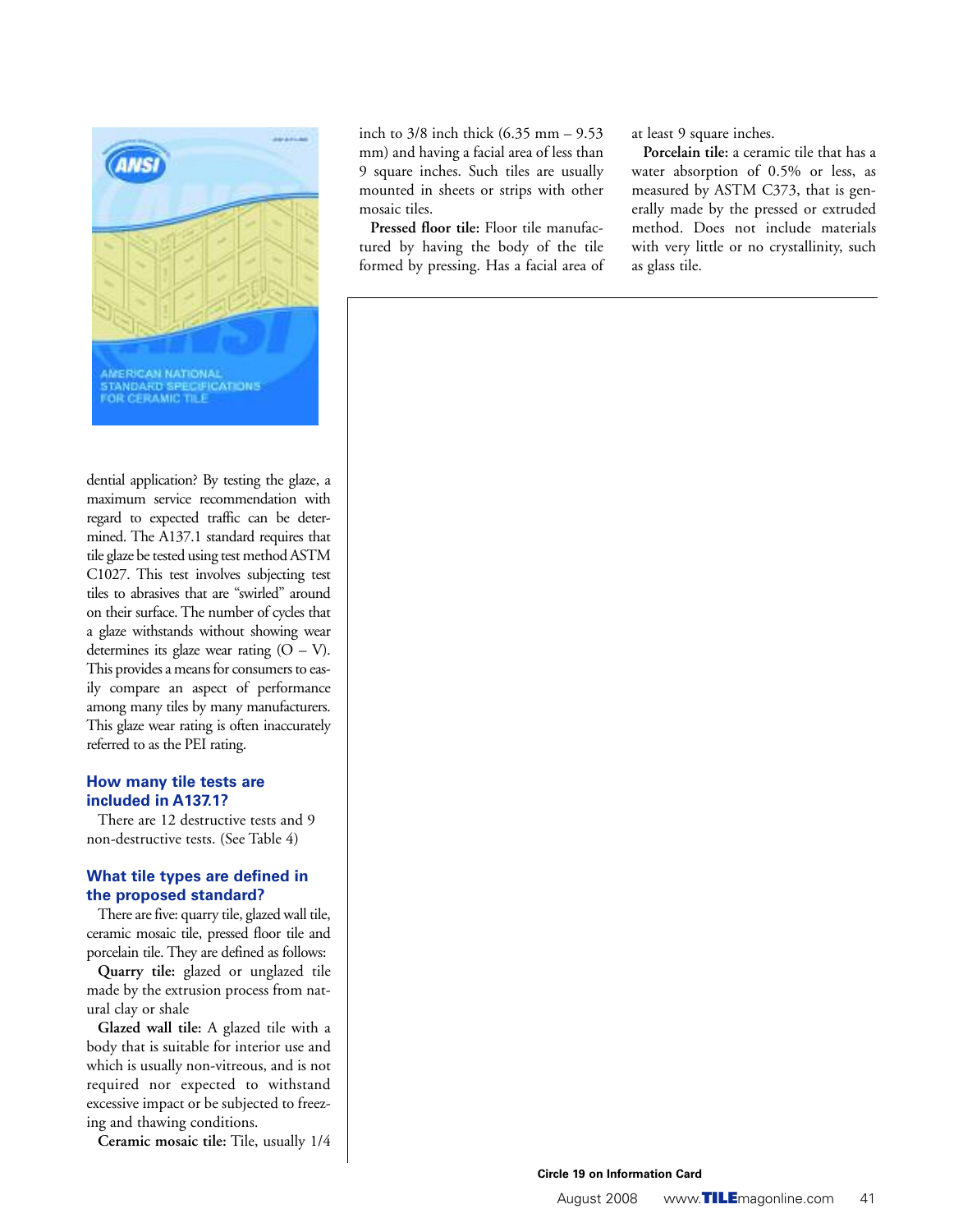dential application? By testing the glaze, a maximum service recommendation with regard to expected traffic can be determined. The A137.1 standard requires that tile glaze be tested using test method ASTM C1027. This test involves subjecting test tiles to abrasives that are "swirled" around on their surface. The number of cycles that a glaze withstands without showing wear determines its glaze wear rating (O – V). This provides a means for consumers to easily compare an aspect of performance among many tiles by many manufacturers. This glaze wear rating is often inaccurately referred to as the PEI rating.

### How many tile tests are included in A137.1?

There are 12 destructive tests and 9 non-destructive tests. (See Table 4)

### What tile types are defined in the proposed standard?

There are five: quarry tile, glazed wall tile, ceramic mosaic tile, pressed floor tile and porcelain tile. They are defined as follows:

**Quarry tile:** glazed or unglazed tile made by the extrusion process from natural clay or shale

**Glazed wall tile:** A glazed tile with a body that is suitable for interior use and which is usually non-vitreous, and is not required nor expected to withstand excessive impact or be subjected to freezing and thawing conditions.

**Ceramic mosaic tile:** Tile, usually 1/4 inch to 3/8 inch thick (6.35 mm – 9.53 mm) and having a facial area of less than 9 square inches. Such tiles are usually mounted in sheets or strips with other mosaic tiles.

**Pressed floor tile:** Floor tile manufactured by having the body of the tile formed by pressing. Has a facial area of at least 9 square inches.

**Porcelain tile:** a ceramic tile that has a water absorption of 0.5% or less, as measured by ASTM C373, that is generally made by the pressed or extruded method. Does not include materials with very little or no crystallinity, such as glass tile.

Circle 19 on Information Card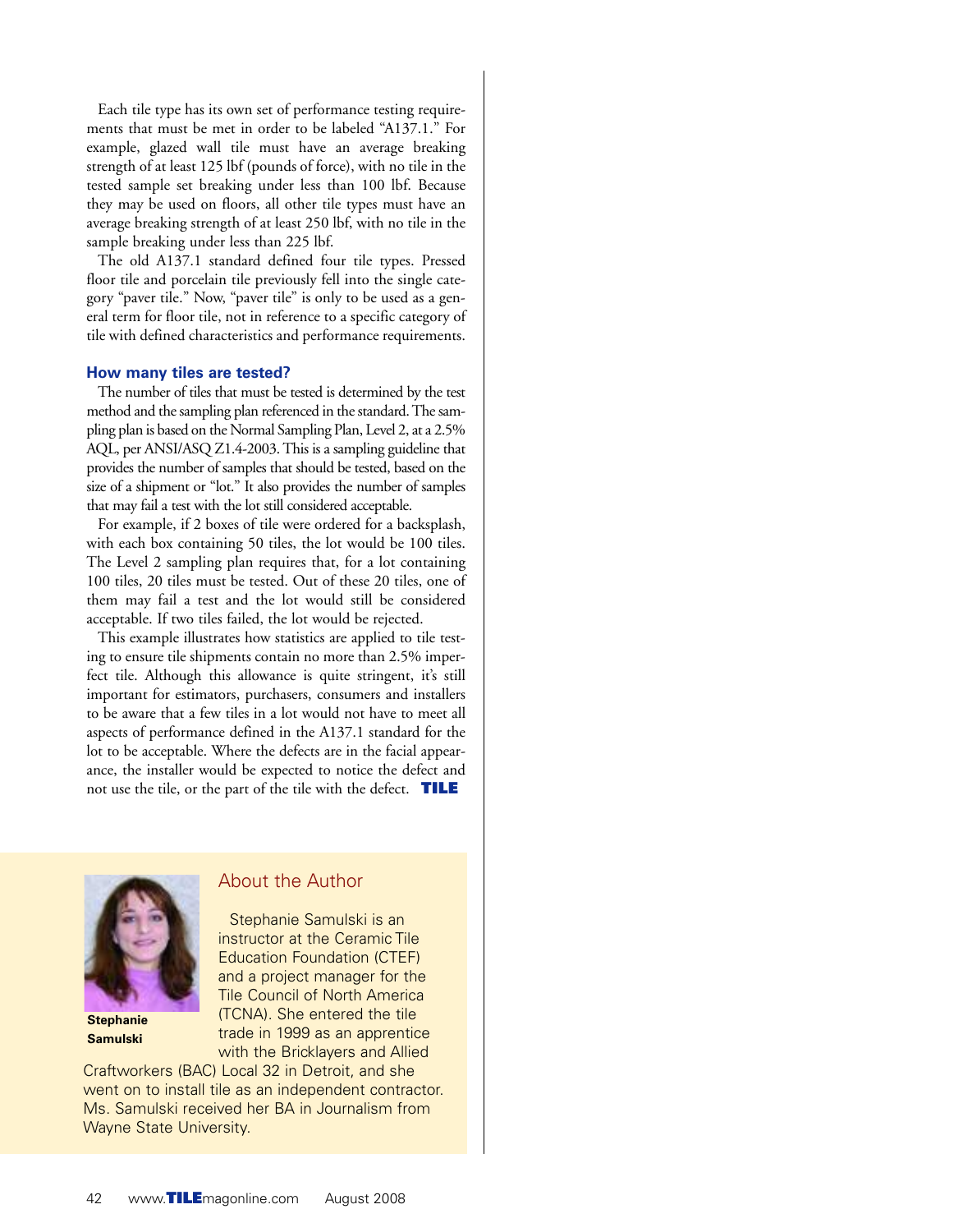Each tile type has its own set of performance testing requirements that must be met in order to be labeled "A137.1." For example, glazed wall tile must have an average breaking strength of at least 125 lbf (pounds of force), with no tile in the tested sample set breaking under less than 100 lbf. Because they may be used on floors, all other tile types must have an average breaking strength of at least 250 lbf, with no tile in the sample breaking under less than 225 lbf.

The old A137.1 standard defined four tile types. Pressed floor tile and porcelain tile previously fell into the single category "paver tile." Now, "paver tile" is only to be used as a general term for floor tile, not in reference to a specific category of tile with defined characteristics and performance requirements.

### How many tiles are tested?

The number of tiles that must be tested is determined by the test method and the sampling plan referenced in the standard. The sampling plan is based on the Normal Sampling Plan, Level 2, at a 2.5% AQL, per ANSI/ASQ Z1.4-2003. This is a sampling guideline that provides the number of samples that should be tested, based on the size of a shipment or "lot." It also provides the number of samples that may fail a test with the lot still considered acceptable.

For example, if 2 boxes of tile were ordered for a backsplash, with each box containing 50 tiles, the lot would be 100 tiles. The Level 2 sampling plan requires that, for a lot containing 100 tiles, 20 tiles must be tested. Out of these 20 tiles, one of them may fail a test and the lot would still be considered acceptable. If two tiles failed, the lot would be rejected.

This example illustrates how statistics are applied to tile testing to ensure tile shipments contain no more than 2.5% imperfect tile. Although this allowance is quite stringent, it's still important for estimators, purchasers, consumers and installers to be aware that a few tiles in a lot would not have to meet all aspects of performance defined in the A137.1 standard for the lot to be acceptable. Where the defects are in the facial appearance, the installer would be expected to notice the defect and not use the tile, or the part of the tile with the defect. **TILE**

## About the Author

**Stephanie Samulski**

Stephanie Samulski is an instructor at the Ceramic Tile Education Foundation (CTEF) and a project manager for the Tile Council of North America (TCNA). She entered the tile trade in 1999 as an apprentice with the Bricklayers and Allied Craftworkers (BAC) Local 32 in Detroit, and she went on to install tile as an independent contractor. Ms. Samulski received her BA in Journalism from Wayne State University.